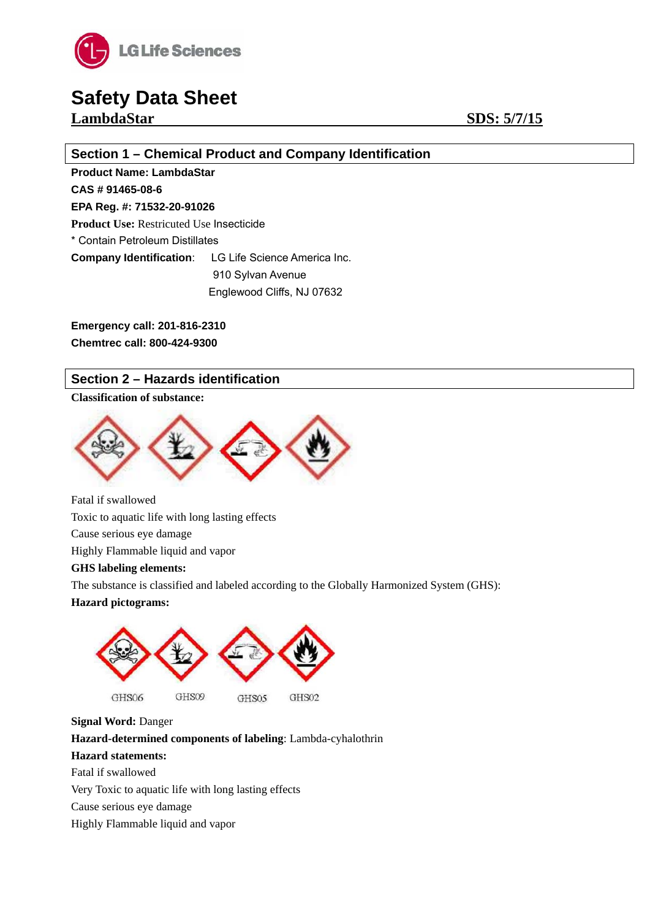LG Life Sciences

# Safety Data Sheet

**LambdaStar** **SDS: 5/7/15**

## Section 1 – Chemical Product and Company Identification

**Product Name: LambdaStar**

**CAS # 91465-08-6**

**EPA Reg. #: 71532-20-91026**

**Product Use:** Restricuted Use Insecticide

* Contain Petroleum Distillates

**Company Identification**: LG Life Science America Inc.
910 Sylvan Avenue
Englewood Cliffs, NJ 07632

**Emergency call: 201-816-2310**

**Chemtrec call: 800-424-9300**

## Section 2 – Hazards identification

**Classification of substance:**

Fatal if swallowed

Toxic to aquatic life with long lasting effects

Cause serious eye damage

Highly Flammable liquid and vapor

**GHS labeling elements:**

The substance is classified and labeled according to the Globally Harmonized System (GHS):

**Hazard pictograms:**

GHS06 GHS09 GHS05 GHS02

**Signal Word:** Danger

**Hazard-determined components of labeling**: Lambda-cyhalothrin

**Hazard statements:**

Fatal if swallowed

Very Toxic to aquatic life with long lasting effects

Cause serious eye damage

Highly Flammable liquid and vapor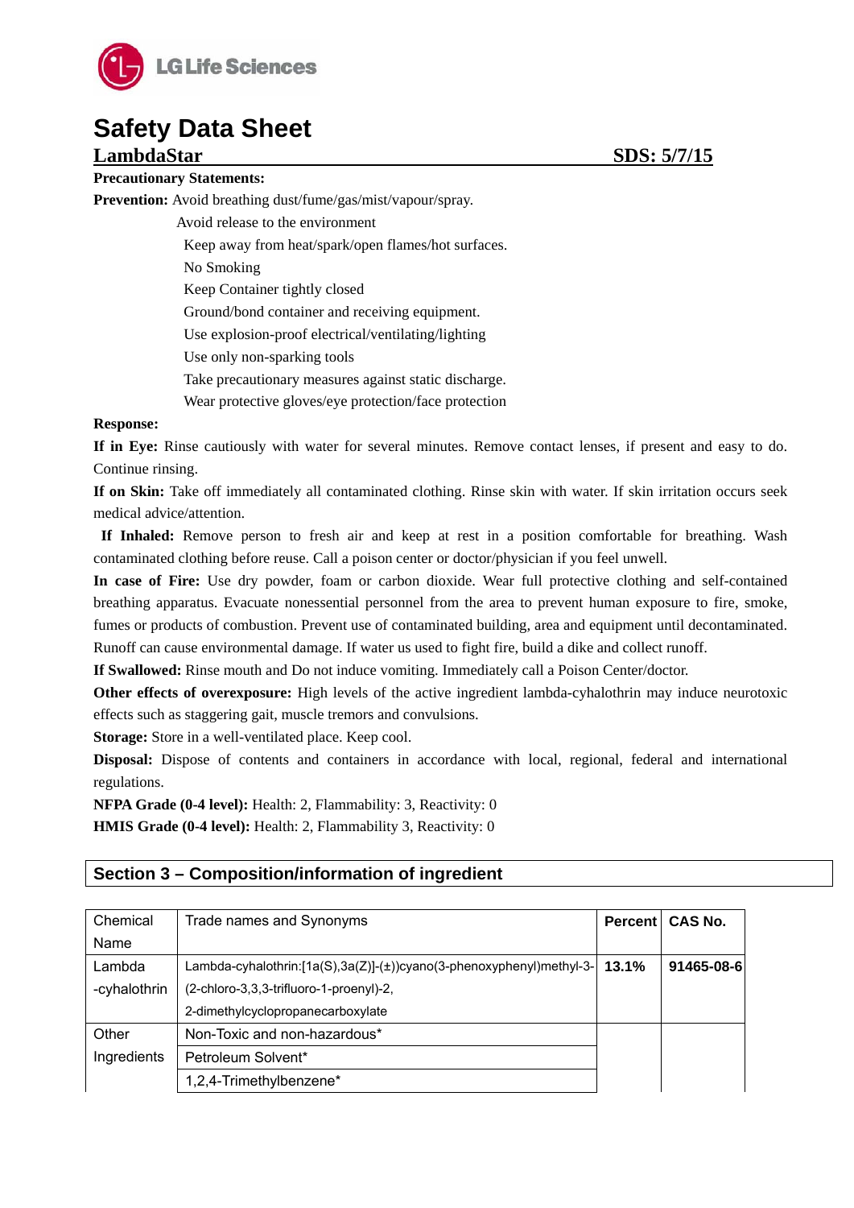# Safety Data Sheet

**LambdaStar** **SDS: 5/7/15**

**Precautionary Statements:**

**Prevention:** Avoid breathing dust/fume/gas/mist/vapour/spray.

Avoid release to the environment

Keep away from heat/spark/open flames/hot surfaces.

No Smoking

Keep Container tightly closed

Ground/bond container and receiving equipment.

Use explosion-proof electrical/ventilating/lighting

Use only non-sparking tools

Take precautionary measures against static discharge.

Wear protective gloves/eye protection/face protection

**Response:**

**If in Eye:** Rinse cautiously with water for several minutes. Remove contact lenses, if present and easy to do. Continue rinsing.

**If on Skin:** Take off immediately all contaminated clothing. Rinse skin with water. If skin irritation occurs seek medical advice/attention.

**If Inhaled:** Remove person to fresh air and keep at rest in a position comfortable for breathing. Wash contaminated clothing before reuse. Call a poison center or doctor/physician if you feel unwell.

**In case of Fire:** Use dry powder, foam or carbon dioxide. Wear full protective clothing and self-contained breathing apparatus. Evacuate nonessential personnel from the area to prevent human exposure to fire, smoke, fumes or products of combustion. Prevent use of contaminated building, area and equipment until decontaminated. Runoff can cause environmental damage. If water us used to fight fire, build a dike and collect runoff.

**If Swallowed:** Rinse mouth and Do not induce vomiting. Immediately call a Poison Center/doctor.

**Other effects of overexposure:** High levels of the active ingredient lambda-cyhalothrin may induce neurotoxic effects such as staggering gait, muscle tremors and convulsions.

**Storage:** Store in a well-ventilated place. Keep cool.

**Disposal:** Dispose of contents and containers in accordance with local, regional, federal and international regulations.

**NFPA Grade (0-4 level):** Health: 2, Flammability: 3, Reactivity: 0

**HMIS Grade (0-4 level):** Health: 2, Flammability 3, Reactivity: 0

## Section 3 – Composition/information of ingredient

| Chemical Name | Trade names and Synonyms | Percent | CAS No. |
|---|---|---|---|
| Lambda -cyhalothrin | Lambda-cyhalothrin:[1a(S),3a(Z)]-(±))cyano(3-phenoxyphenyl)methyl-3-(2-chloro-3,3,3-trifluoro-1-proenyl)-2, 2-dimethylcyclopropanecarboxylate | **13.1%** | **91465-08-6** |
| Other Ingredients | Non-Toxic and non-hazardous* | | |
| | Petroleum Solvent* | | |
| | 1,2,4-Trimethylbenzene* | | |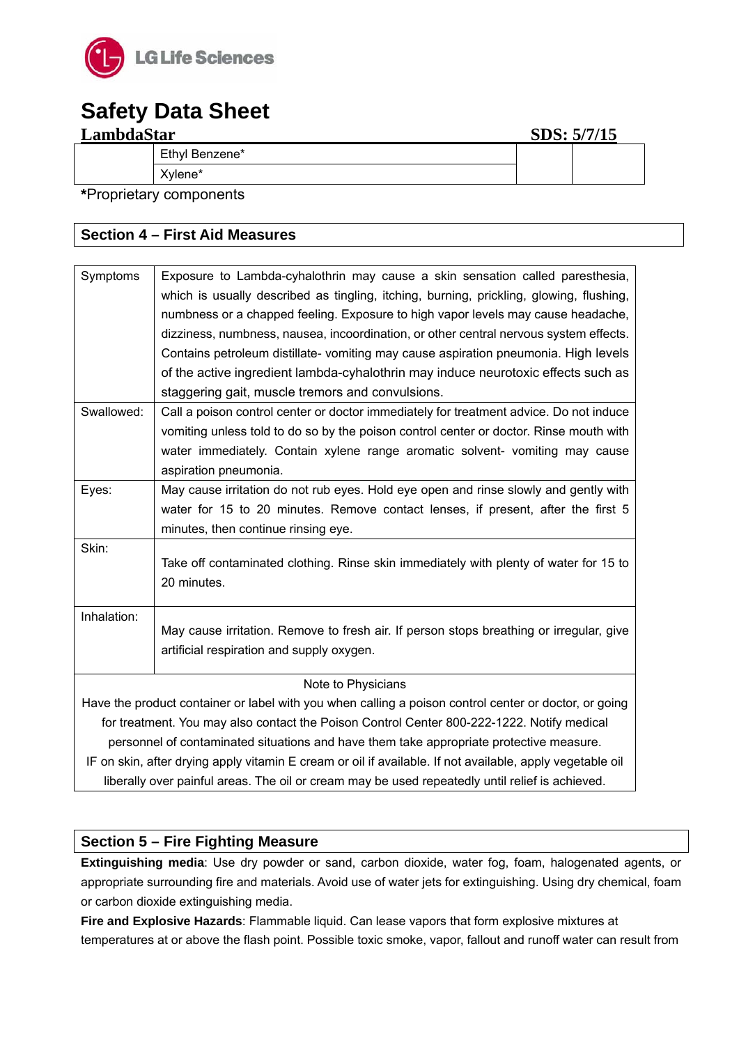# Safety Data Sheet

**LambdaStar** **SDS: 5/7/15**

| | | | |
|---|---|---|---|
| | Ethyl Benzene* | | |
| | Xylene* | | |

***Proprietary components**

## Section 4 – First Aid Measures

| | |
|---|---|
| Symptoms | Exposure to Lambda-cyhalothrin may cause a skin sensation called paresthesia, which is usually described as tingling, itching, burning, prickling, glowing, flushing, numbness or a chapped feeling. Exposure to high vapor levels may cause headache, dizziness, numbness, nausea, incoordination, or other central nervous system effects. Contains petroleum distillate- vomiting may cause aspiration pneumonia. High levels of the active ingredient lambda-cyhalothrin may induce neurotoxic effects such as staggering gait, muscle tremors and convulsions. |
| Swallowed: | Call a poison control center or doctor immediately for treatment advice. Do not induce vomiting unless told to do so by the poison control center or doctor. Rinse mouth with water immediately. Contain xylene range aromatic solvent- vomiting may cause aspiration pneumonia. |
| Eyes: | May cause irritation do not rub eyes. Hold eye open and rinse slowly and gently with water for 15 to 20 minutes. Remove contact lenses, if present, after the first 5 minutes, then continue rinsing eye. |
| Skin: | Take off contaminated clothing. Rinse skin immediately with plenty of water for 15 to 20 minutes. |
| Inhalation: | May cause irritation. Remove to fresh air. If person stops breathing or irregular, give artificial respiration and supply oxygen. |

**Note to Physicians**

Have the product container or label with you when calling a poison control center or doctor, or going for treatment. You may also contact the Poison Control Center 800-222-1222. Notify medical personnel of contaminated situations and have them take appropriate protective measure.
IF on skin, after drying apply vitamin E cream or oil if available. If not available, apply vegetable oil liberally over painful areas. The oil or cream may be used repeatedly until relief is achieved.

## Section 5 – Fire Fighting Measure

**Extinguishing media**: Use dry powder or sand, carbon dioxide, water fog, foam, halogenated agents, or appropriate surrounding fire and materials. Avoid use of water jets for extinguishing. Using dry chemical, foam or carbon dioxide extinguishing media.

**Fire and Explosive Hazards**: Flammable liquid. Can lease vapors that form explosive mixtures at temperatures at or above the flash point. Possible toxic smoke, vapor, fallout and runoff water can result from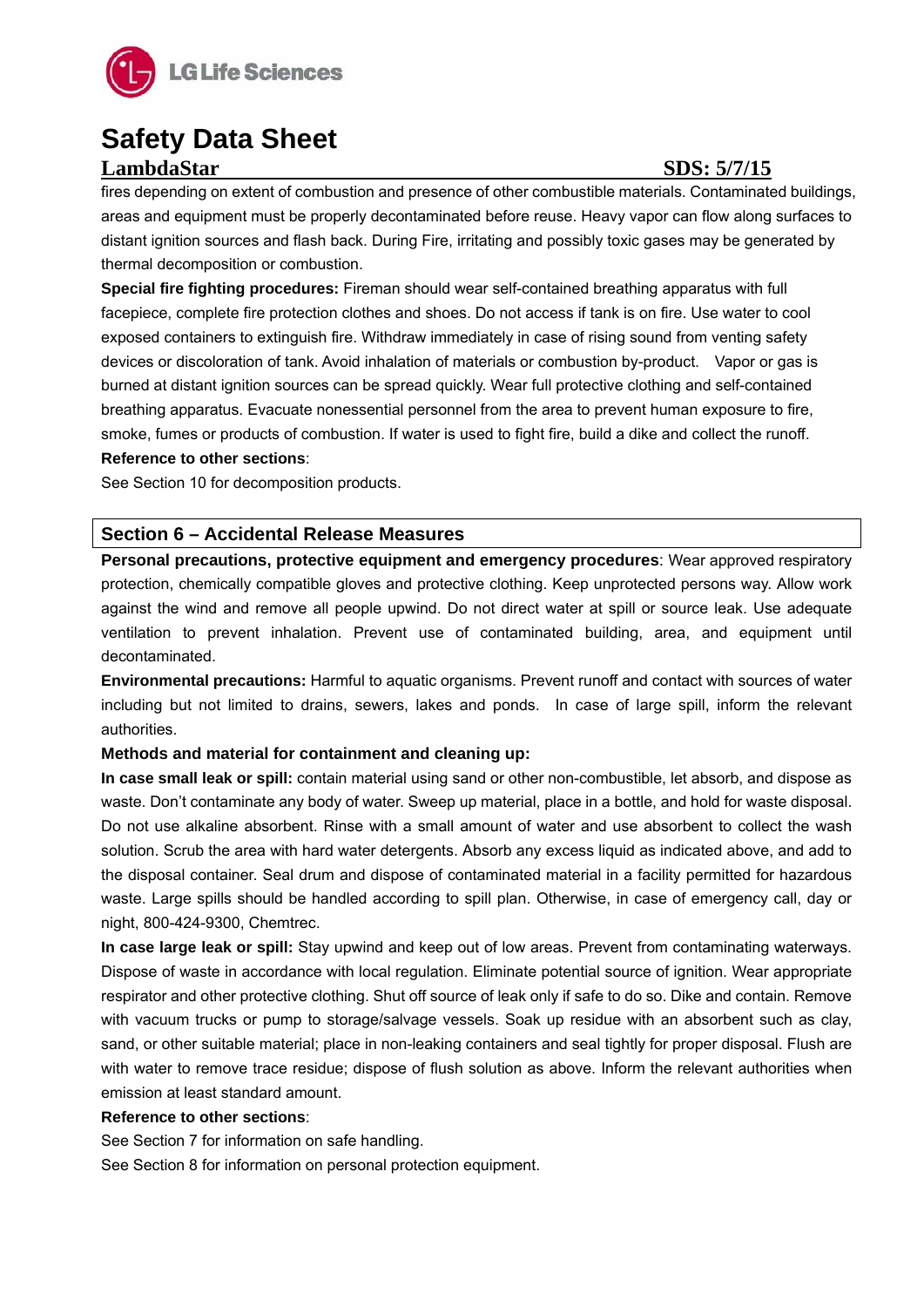fires depending on extent of combustion and presence of other combustible materials. Contaminated buildings, areas and equipment must be properly decontaminated before reuse. Heavy vapor can flow along surfaces to distant ignition sources and flash back. During Fire, irritating and possibly toxic gases may be generated by thermal decomposition or combustion.

**Special fire fighting procedures:** Fireman should wear self-contained breathing apparatus with full facepiece, complete fire protection clothes and shoes. Do not access if tank is on fire. Use water to cool exposed containers to extinguish fire. Withdraw immediately in case of rising sound from venting safety devices or discoloration of tank. Avoid inhalation of materials or combustion by-product. Vapor or gas is burned at distant ignition sources can be spread quickly. Wear full protective clothing and self-contained breathing apparatus. Evacuate nonessential personnel from the area to prevent human exposure to fire, smoke, fumes or products of combustion. If water is used to fight fire, build a dike and collect the runoff.

**Reference to other sections**:

See Section 10 for decomposition products.

## Section 6 – Accidental Release Measures

**Personal precautions, protective equipment and emergency procedures**: Wear approved respiratory protection, chemically compatible gloves and protective clothing. Keep unprotected persons way. Allow work against the wind and remove all people upwind. Do not direct water at spill or source leak. Use adequate ventilation to prevent inhalation. Prevent use of contaminated building, area, and equipment until decontaminated.

**Environmental precautions:** Harmful to aquatic organisms. Prevent runoff and contact with sources of water including but not limited to drains, sewers, lakes and ponds. In case of large spill, inform the relevant authorities.

**Methods and material for containment and cleaning up:**

**In case small leak or spill:** contain material using sand or other non-combustible, let absorb, and dispose as waste. Don't contaminate any body of water. Sweep up material, place in a bottle, and hold for waste disposal. Do not use alkaline absorbent. Rinse with a small amount of water and use absorbent to collect the wash solution. Scrub the area with hard water detergents. Absorb any excess liquid as indicated above, and add to the disposal container. Seal drum and dispose of contaminated material in a facility permitted for hazardous waste. Large spills should be handled according to spill plan. Otherwise, in case of emergency call, day or night, 800-424-9300, Chemtrec.

**In case large leak or spill:** Stay upwind and keep out of low areas. Prevent from contaminating waterways. Dispose of waste in accordance with local regulation. Eliminate potential source of ignition. Wear appropriate respirator and other protective clothing. Shut off source of leak only if safe to do so. Dike and contain. Remove with vacuum trucks or pump to storage/salvage vessels. Soak up residue with an absorbent such as clay, sand, or other suitable material; place in non-leaking containers and seal tightly for proper disposal. Flush are with water to remove trace residue; dispose of flush solution as above. Inform the relevant authorities when emission at least standard amount.

**Reference to other sections**:

See Section 7 for information on safe handling.

See Section 8 for information on personal protection equipment.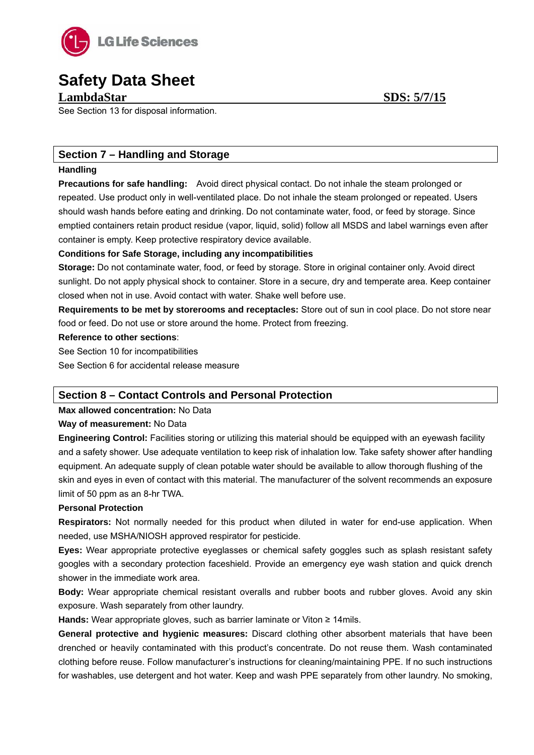# Safety Data Sheet

**LambdaStar** **SDS: 5/7/15**

See Section 13 for disposal information.

## Section 7 – Handling and Storage

**Handling**

**Precautions for safe handling:** Avoid direct physical contact. Do not inhale the steam prolonged or repeated. Use product only in well-ventilated place. Do not inhale the steam prolonged or repeated. Users should wash hands before eating and drinking. Do not contaminate water, food, or feed by storage. Since emptied containers retain product residue (vapor, liquid, solid) follow all MSDS and label warnings even after container is empty. Keep protective respiratory device available.

**Conditions for Safe Storage, including any incompatibilities**

**Storage:** Do not contaminate water, food, or feed by storage. Store in original container only. Avoid direct sunlight. Do not apply physical shock to container. Store in a secure, dry and temperate area. Keep container closed when not in use. Avoid contact with water. Shake well before use.

**Requirements to be met by storerooms and receptacles:** Store out of sun in cool place. Do not store near food or feed. Do not use or store around the home. Protect from freezing.

**Reference to other sections**:

See Section 10 for incompatibilities

See Section 6 for accidental release measure

## Section 8 – Contact Controls and Personal Protection

**Max allowed concentration:** No Data

**Way of measurement:** No Data

**Engineering Control:** Facilities storing or utilizing this material should be equipped with an eyewash facility and a safety shower. Use adequate ventilation to keep risk of inhalation low. Take safety shower after handling equipment. An adequate supply of clean potable water should be available to allow thorough flushing of the skin and eyes in even of contact with this material. The manufacturer of the solvent recommends an exposure limit of 50 ppm as an 8-hr TWA.

**Personal Protection**

**Respirators:** Not normally needed for this product when diluted in water for end-use application. When needed, use MSHA/NIOSH approved respirator for pesticide.

**Eyes:** Wear appropriate protective eyeglasses or chemical safety goggles such as splash resistant safety googles with a secondary protection faceshield. Provide an emergency eye wash station and quick drench shower in the immediate work area.

**Body:** Wear appropriate chemical resistant overalls and rubber boots and rubber gloves. Avoid any skin exposure. Wash separately from other laundry.

**Hands:** Wear appropriate gloves, such as barrier laminate or Viton ≥ 14mils.

**General protective and hygienic measures:** Discard clothing other absorbent materials that have been drenched or heavily contaminated with this product's concentrate. Do not reuse them. Wash contaminated clothing before reuse. Follow manufacturer's instructions for cleaning/maintaining PPE. If no such instructions for washables, use detergent and hot water. Keep and wash PPE separately from other laundry. No smoking,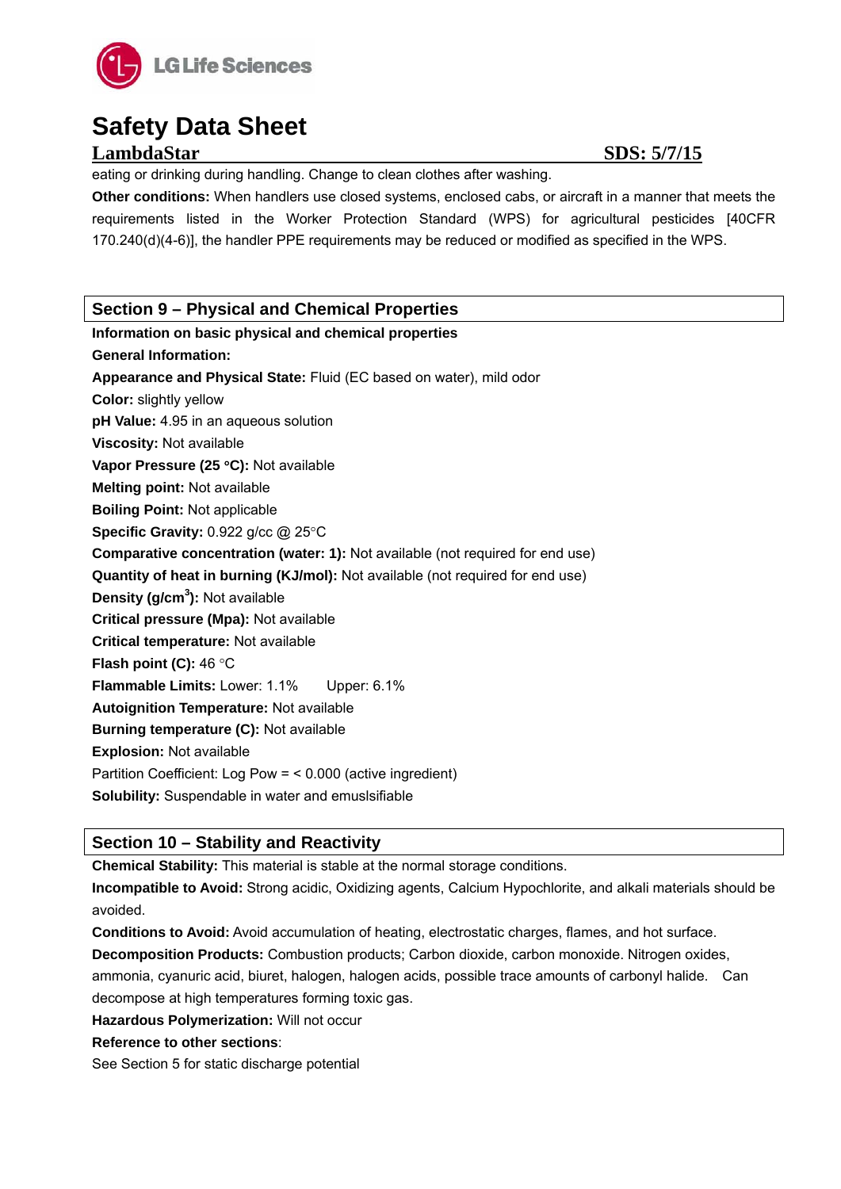eating or drinking during handling. Change to clean clothes after washing.

**Other conditions:** When handlers use closed systems, enclosed cabs, or aircraft in a manner that meets the requirements listed in the Worker Protection Standard (WPS) for agricultural pesticides [40CFR 170.240(d)(4-6)], the handler PPE requirements may be reduced or modified as specified in the WPS.

## Section 9 – Physical and Chemical Properties

**Information on basic physical and chemical properties**

**General Information:**

**Appearance and Physical State:** Fluid (EC based on water), mild odor

**Color:** slightly yellow

**pH Value:** 4.95 in an aqueous solution

**Viscosity:** Not available

**Vapor Pressure (25 °C):** Not available

**Melting point:** Not available

**Boiling Point:** Not applicable

**Specific Gravity:** 0.922 g/cc @ 25°C

**Comparative concentration (water: 1):** Not available (not required for end use)

**Quantity of heat in burning (KJ/mol):** Not available (not required for end use)

**Density (g/cm$^3$):** Not available

**Critical pressure (Mpa):** Not available

**Critical temperature:** Not available

**Flash point (C):** 46 °C

**Flammable Limits:** Lower: 1.1% Upper: 6.1%

**Autoignition Temperature:** Not available

**Burning temperature (C):** Not available

**Explosion:** Not available

Partition Coefficient: Log Pow = < 0.000 (active ingredient)

**Solubility:** Suspendable in water and emuslsifiable

## Section 10 – Stability and Reactivity

**Chemical Stability:** This material is stable at the normal storage conditions.

**Incompatible to Avoid:** Strong acidic, Oxidizing agents, Calcium Hypochlorite, and alkali materials should be avoided.

**Conditions to Avoid:** Avoid accumulation of heating, electrostatic charges, flames, and hot surface.

**Decomposition Products:** Combustion products; Carbon dioxide, carbon monoxide. Nitrogen oxides, ammonia, cyanuric acid, biuret, halogen, halogen acids, possible trace amounts of carbonyl halide. Can decompose at high temperatures forming toxic gas.

**Hazardous Polymerization:** Will not occur

**Reference to other sections**:

See Section 5 for static discharge potential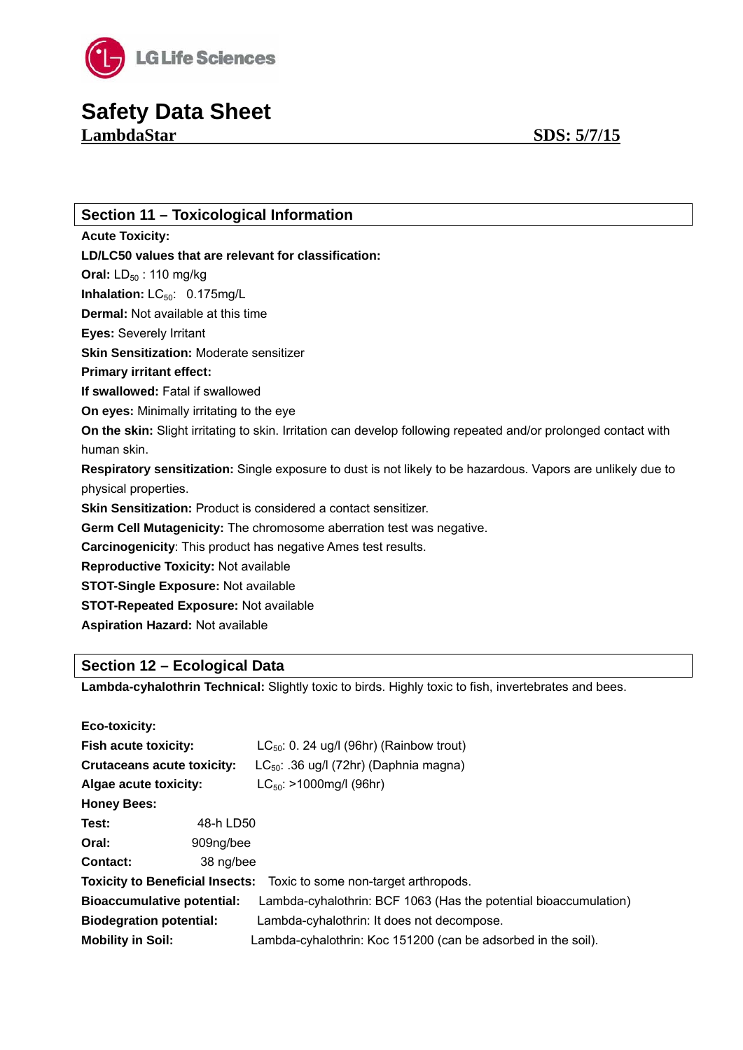# Safety Data Sheet

**LambdaStar** **SDS: 5/7/15**

## Section 11 – Toxicological Information

**Acute Toxicity:**

**LD/LC50 values that are relevant for classification:**

**Oral:** $LD_{50}$ : 110 mg/kg

**Inhalation:** $LC_{50}$: 0.175mg/L

**Dermal:** Not available at this time

**Eyes:** Severely Irritant

**Skin Sensitization:** Moderate sensitizer

**Primary irritant effect:**

**If swallowed:** Fatal if swallowed

**On eyes:** Minimally irritating to the eye

**On the skin:** Slight irritating to skin. Irritation can develop following repeated and/or prolonged contact with human skin.

**Respiratory sensitization:** Single exposure to dust is not likely to be hazardous. Vapors are unlikely due to physical properties.

**Skin Sensitization:** Product is considered a contact sensitizer.

**Germ Cell Mutagenicity:** The chromosome aberration test was negative.

**Carcinogenicity**: This product has negative Ames test results.

**Reproductive Toxicity:** Not available

**STOT-Single Exposure:** Not available

**STOT-Repeated Exposure:** Not available

**Aspiration Hazard:** Not available

## Section 12 – Ecological Data

**Lambda-cyhalothrin Technical:** Slightly toxic to birds. Highly toxic to fish, invertebrates and bees.

**Eco-toxicity:**

**Fish acute toxicity:** $LC_{50}$: 0. 24 ug/l (96hr) (Rainbow trout)

**Crutaceans acute toxicity:** $LC_{50}$: .36 ug/l (72hr) (Daphnia magna)

**Algae acute toxicity:** $LC_{50}$: >1000mg/l (96hr)

**Honey Bees:**

**Test:** 48-h LD50

**Oral:** 909ng/bee

**Contact:** 38 ng/bee

**Toxicity to Beneficial Insects:** Toxic to some non-target arthropods.

**Bioaccumulative potential:** Lambda-cyhalothrin: BCF 1063 (Has the potential bioaccumulation)

**Biodegration potential:** Lambda-cyhalothrin: It does not decompose.

**Mobility in Soil:** Lambda-cyhalothrin: Koc 151200 (can be adsorbed in the soil).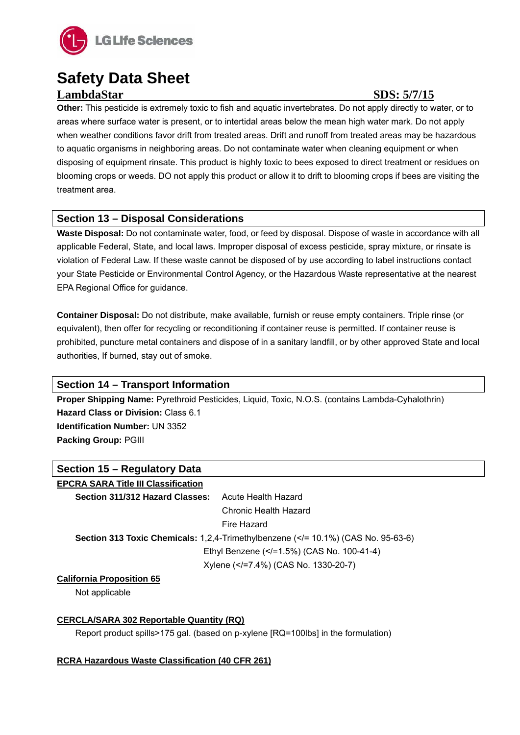**Other:** This pesticide is extremely toxic to fish and aquatic invertebrates. Do not apply directly to water, or to areas where surface water is present, or to intertidal areas below the mean high water mark. Do not apply when weather conditions favor drift from treated areas. Drift and runoff from treated areas may be hazardous to aquatic organisms in neighboring areas. Do not contaminate water when cleaning equipment or when disposing of equipment rinsate. This product is highly toxic to bees exposed to direct treatment or residues on blooming crops or weeds. DO not apply this product or allow it to drift to blooming crops if bees are visiting the treatment area.

## Section 13 – Disposal Considerations

**Waste Disposal:** Do not contaminate water, food, or feed by disposal. Dispose of waste in accordance with all applicable Federal, State, and local laws. Improper disposal of excess pesticide, spray mixture, or rinsate is violation of Federal Law. If these waste cannot be disposed of by use according to label instructions contact your State Pesticide or Environmental Control Agency, or the Hazardous Waste representative at the nearest EPA Regional Office for guidance.

**Container Disposal:** Do not distribute, make available, furnish or reuse empty containers. Triple rinse (or equivalent), then offer for recycling or reconditioning if container reuse is permitted. If container reuse is prohibited, puncture metal containers and dispose of in a sanitary landfill, or by other approved State and local authorities, If burned, stay out of smoke.

## Section 14 – Transport Information

**Proper Shipping Name:** Pyrethroid Pesticides, Liquid, Toxic, N.O.S. (contains Lambda-Cyhalothrin)
**Hazard Class or Division:** Class 6.1
**Identification Number:** UN 3352
**Packing Group:** PGIII

## Section 15 – Regulatory Data

**EPCRA SARA Title III Classification**

**Section 311/312 Hazard Classes:** Acute Health Hazard
Chronic Health Hazard
Fire Hazard

**Section 313 Toxic Chemicals:** 1,2,4-Trimethylbenzene (</= 10.1%) (CAS No. 95-63-6)
Ethyl Benzene (</=1.5%) (CAS No. 100-41-4)
Xylene (</=7.4%) (CAS No. 1330-20-7)

**California Proposition 65**

Not applicable

**CERCLA/SARA 302 Reportable Quantity (RQ)**

Report product spills>175 gal. (based on p-xylene [RQ=100lbs] in the formulation)

**RCRA Hazardous Waste Classification (40 CFR 261)**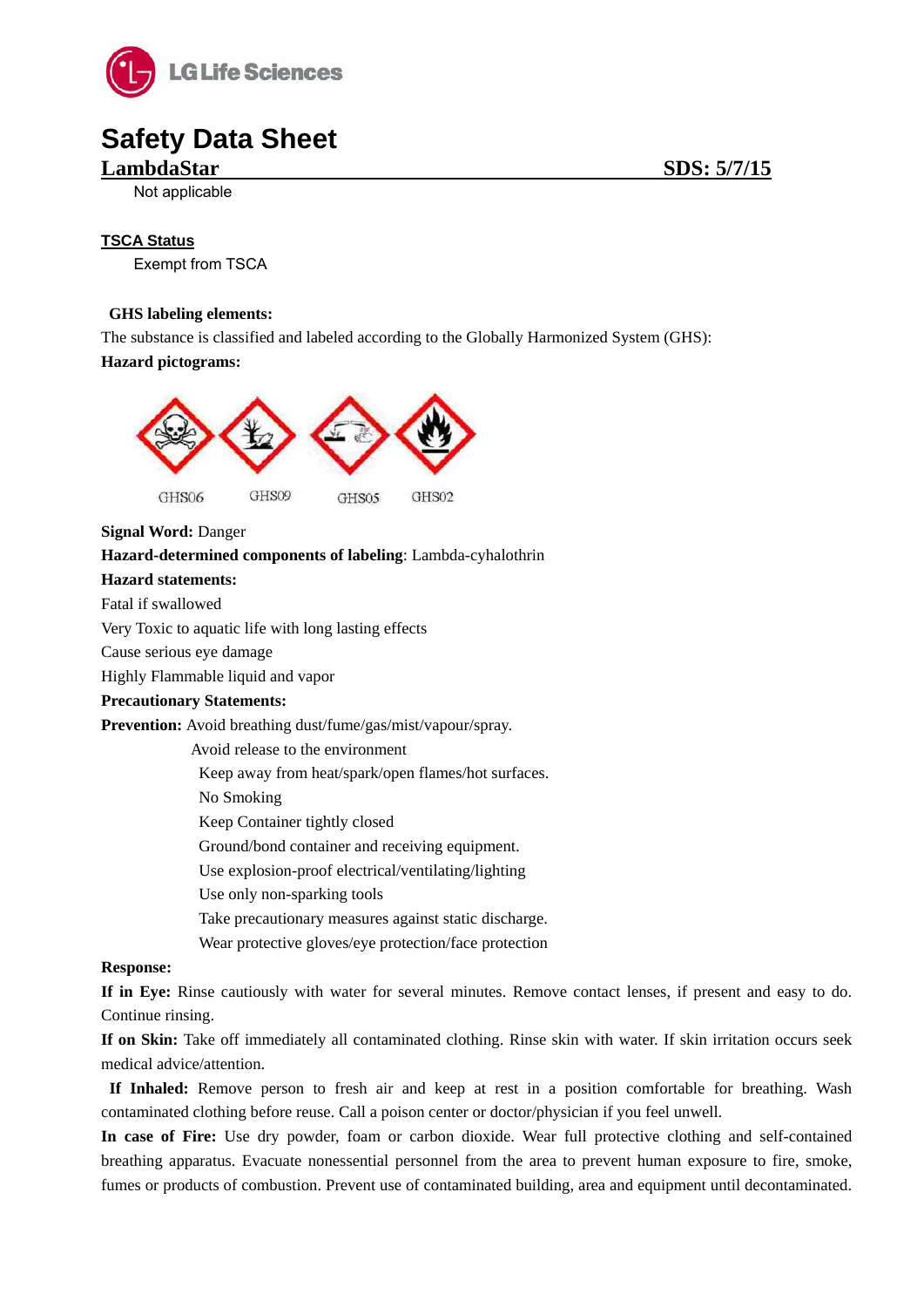Not applicable

**TSCA Status**

Exempt from TSCA

**GHS labeling elements:**

The substance is classified and labeled according to the Globally Harmonized System (GHS):

**Hazard pictograms:**

GHS06 GHS09 GHS05 GHS02

**Signal Word:** Danger

**Hazard-determined components of labeling**: Lambda-cyhalothrin

**Hazard statements:**

Fatal if swallowed

Very Toxic to aquatic life with long lasting effects

Cause serious eye damage

Highly Flammable liquid and vapor

**Precautionary Statements:**

**Prevention:** Avoid breathing dust/fume/gas/mist/vapour/spray.

Avoid release to the environment

Keep away from heat/spark/open flames/hot surfaces.

No Smoking

Keep Container tightly closed

Ground/bond container and receiving equipment.

Use explosion-proof electrical/ventilating/lighting

Use only non-sparking tools

Take precautionary measures against static discharge.

Wear protective gloves/eye protection/face protection

**Response:**

**If in Eye:** Rinse cautiously with water for several minutes. Remove contact lenses, if present and easy to do. Continue rinsing.

**If on Skin:** Take off immediately all contaminated clothing. Rinse skin with water. If skin irritation occurs seek medical advice/attention.

**If Inhaled:** Remove person to fresh air and keep at rest in a position comfortable for breathing. Wash contaminated clothing before reuse. Call a poison center or doctor/physician if you feel unwell.

**In case of Fire:** Use dry powder, foam or carbon dioxide. Wear full protective clothing and self-contained breathing apparatus. Evacuate nonessential personnel from the area to prevent human exposure to fire, smoke, fumes or products of combustion. Prevent use of contaminated building, area and equipment until decontaminated.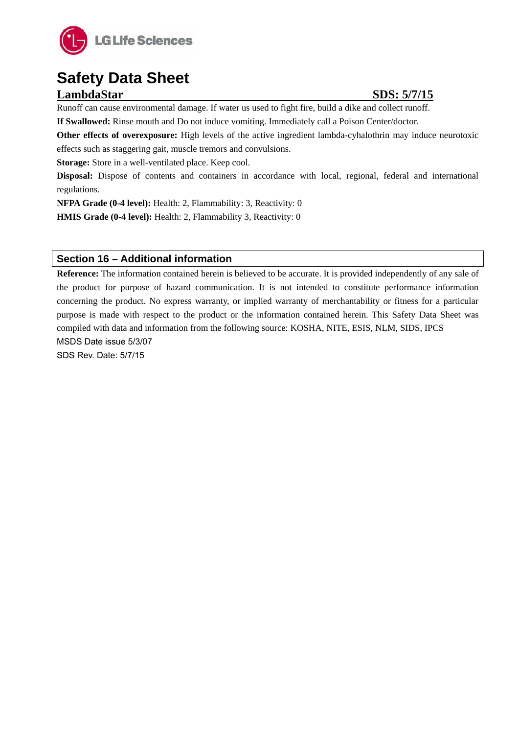Runoff can cause environmental damage. If water us used to fight fire, build a dike and collect runoff.

**If Swallowed:** Rinse mouth and Do not induce vomiting. Immediately call a Poison Center/doctor.

**Other effects of overexposure:** High levels of the active ingredient lambda-cyhalothrin may induce neurotoxic effects such as staggering gait, muscle tremors and convulsions.

**Storage:** Store in a well-ventilated place. Keep cool.

**Disposal:** Dispose of contents and containers in accordance with local, regional, federal and international regulations.

**NFPA Grade (0-4 level):** Health: 2, Flammability: 3, Reactivity: 0

**HMIS Grade (0-4 level):** Health: 2, Flammability 3, Reactivity: 0

## Section 16 – Additional information

**Reference:** The information contained herein is believed to be accurate. It is provided independently of any sale of the product for purpose of hazard communication. It is not intended to constitute performance information concerning the product. No express warranty, or implied warranty of merchantability or fitness for a particular purpose is made with respect to the product or the information contained herein. This Safety Data Sheet was compiled with data and information from the following source: KOSHA, NITE, ESIS, NLM, SIDS, IPCS

MSDS Date issue 5/3/07

SDS Rev. Date: 5/7/15